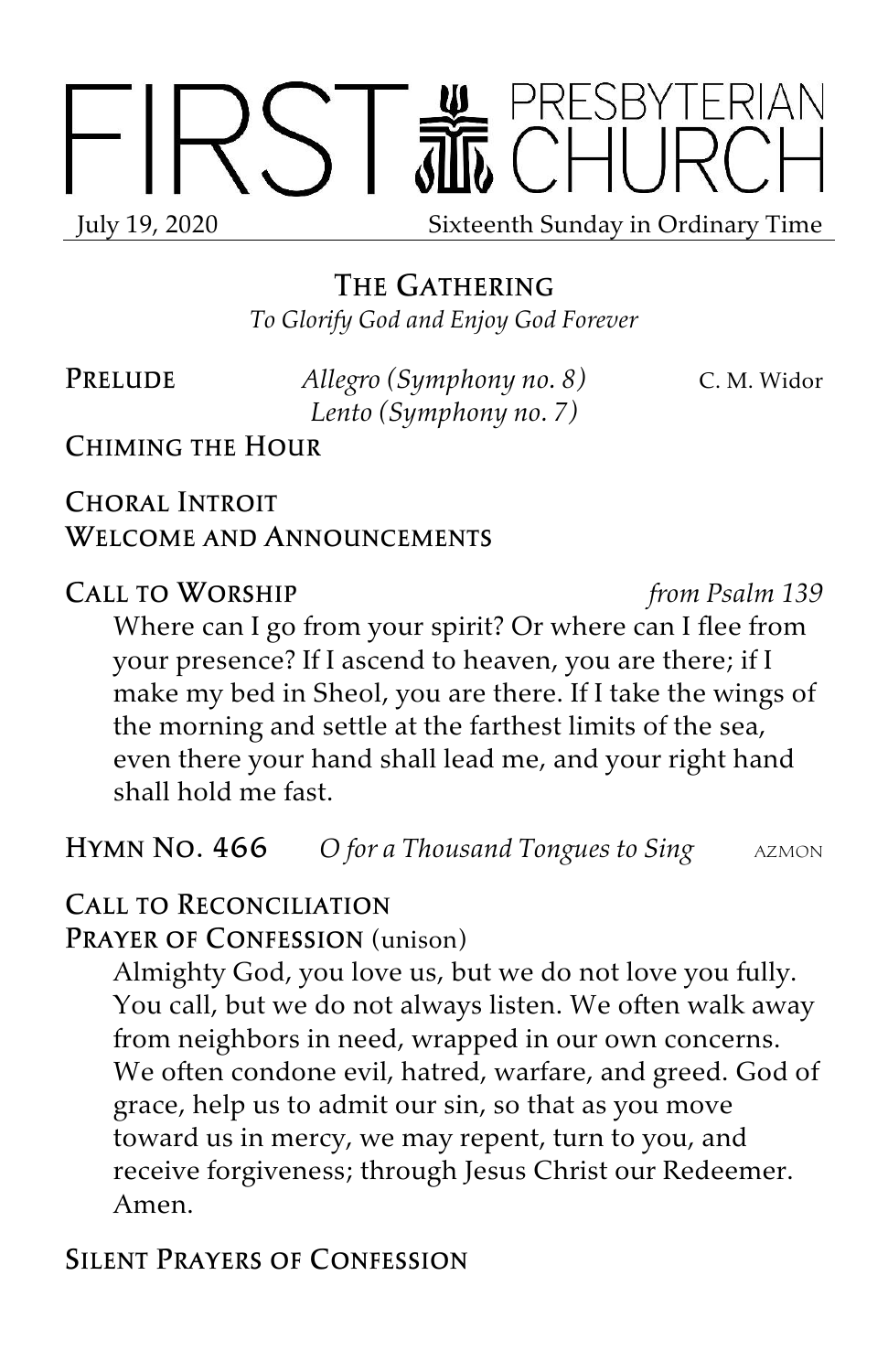# FIRST PRESBYTERIAN CHURCH

July 19, 2020 — Sixteenth Sunday in Ordinary Time

## The Gathering

*To Glorify God and Enjoy God Forever*

**Prelude** — *Allegro (Symphony no. 8)* / *Lento (Symphony no. 7)* — C. M. Widor

**Chiming the Hour**

**Choral Introit**

**Welcome and Announcements**

**Call to Worship** — *from Psalm 139*

Where can I go from your spirit? Or where can I flee from your presence? If I ascend to heaven, you are there; if I make my bed in Sheol, you are there. If I take the wings of the morning and settle at the farthest limits of the sea, even there your hand shall lead me, and your right hand shall hold me fast.

**Hymn No. 466** — *O for a Thousand Tongues to Sing* — AZMON

**Call to Reconciliation**

**Prayer of Confession** (unison)

Almighty God, you love us, but we do not love you fully. You call, but we do not always listen. We often walk away from neighbors in need, wrapped in our own concerns. We often condone evil, hatred, warfare, and greed. God of grace, help us to admit our sin, so that as you move toward us in mercy, we may repent, turn to you, and receive forgiveness; through Jesus Christ our Redeemer. Amen.

**Silent Prayers of Confession**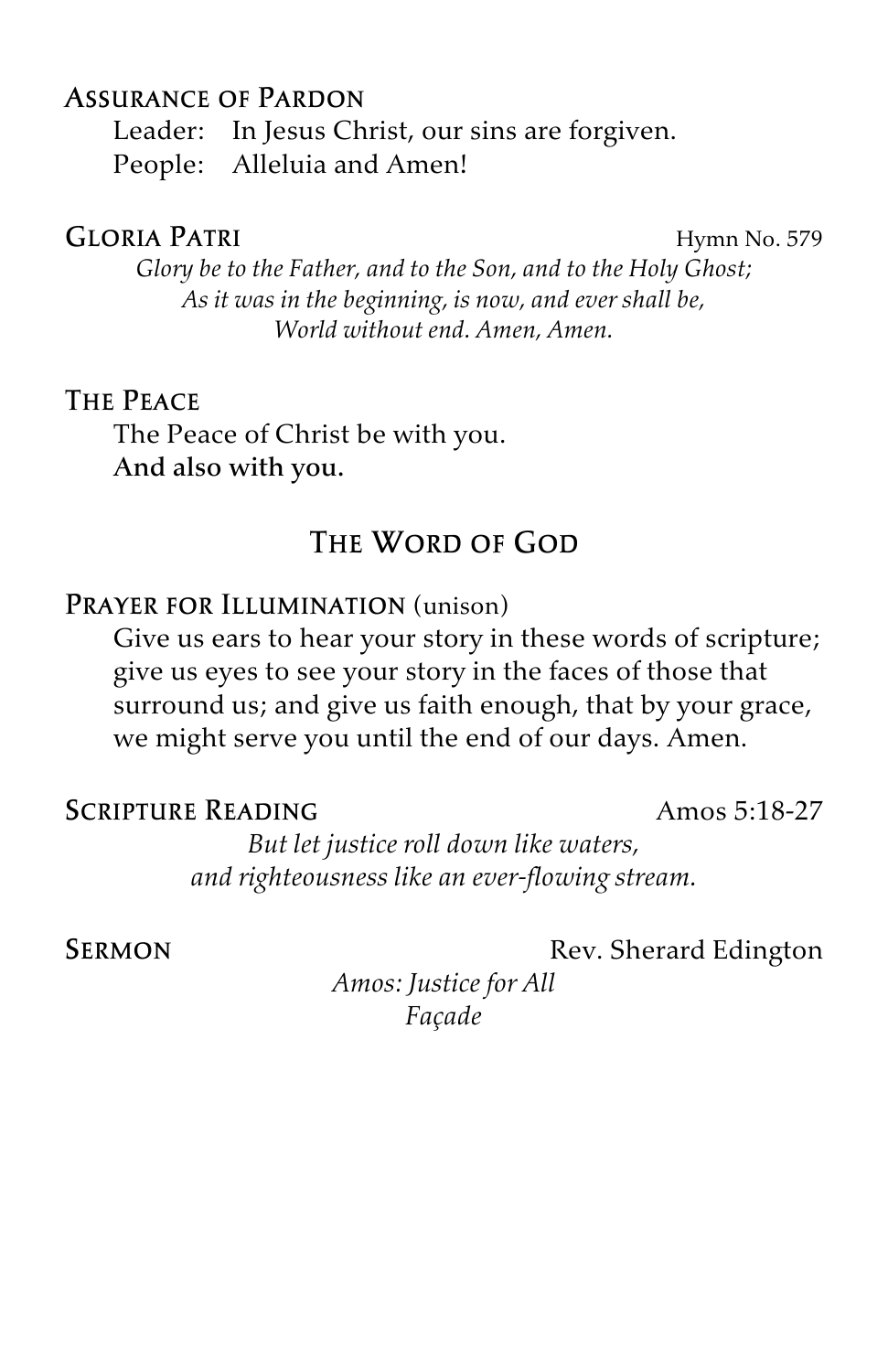## Assurance of Pardon

Leader: In Jesus Christ, our sins are forgiven.
People: Alleluia and Amen!

## Gloria Patri

Hymn No. 579

*Glory be to the Father, and to the Son, and to the Holy Ghost;*
*As it was in the beginning, is now, and ever shall be,*
*World without end. Amen, Amen.*

## The Peace

The Peace of Christ be with you.
**And also with you.**

# The Word of God

## Prayer for Illumination (unison)

Give us ears to hear your story in these words of scripture; give us eyes to see your story in the faces of those that surround us; and give us faith enough, that by your grace, we might serve you until the end of our days. Amen.

## Scripture Reading

Amos 5:18-27

*But let justice roll down like waters,*
*and righteousness like an ever-flowing stream.*

## Sermon

Rev. Sherard Edington

*Amos: Justice for All*
*Façade*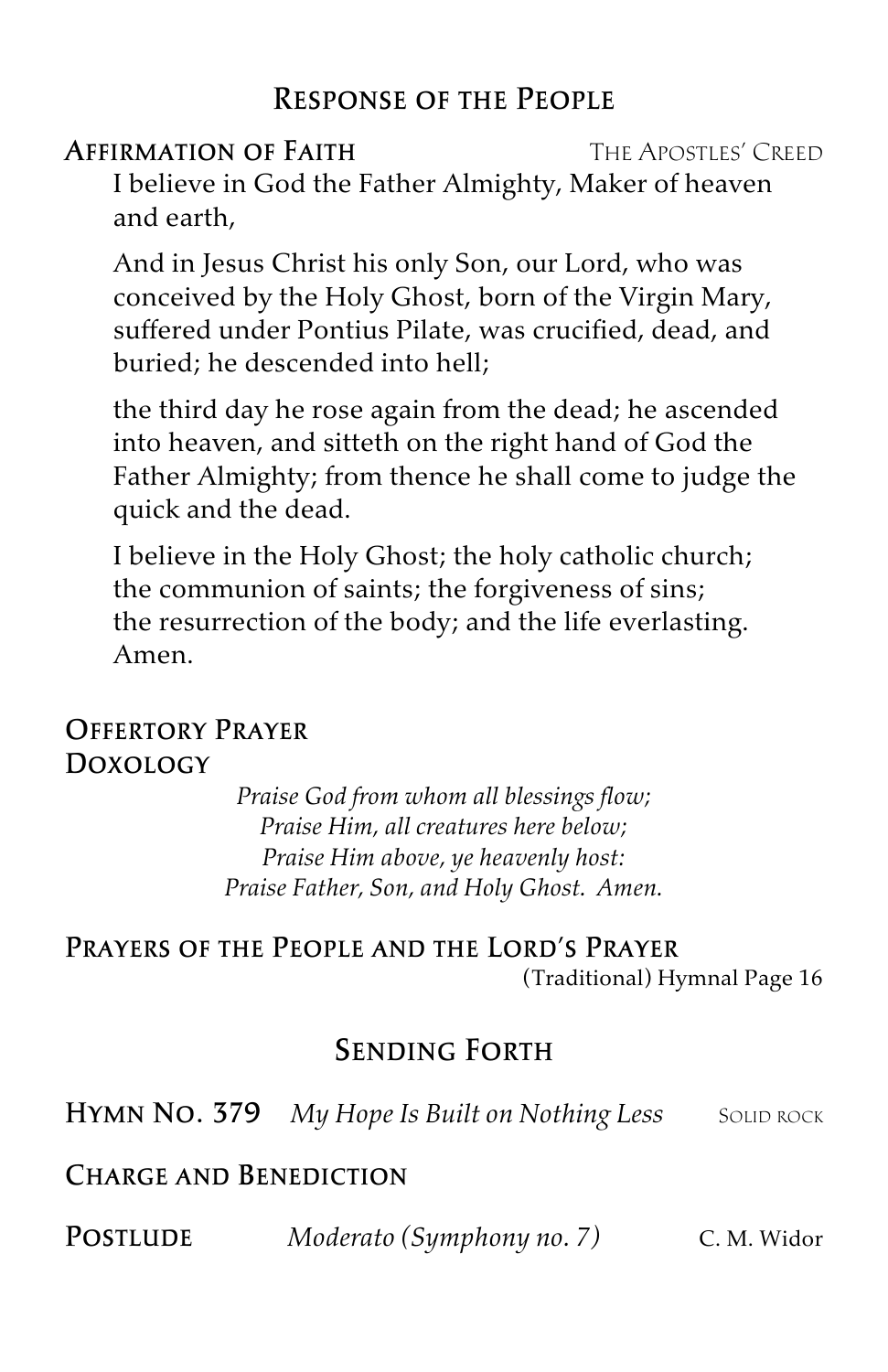## Response of the People

**Affirmation of Faith** — The Apostles' Creed

I believe in God the Father Almighty, Maker of heaven and earth,

And in Jesus Christ his only Son, our Lord, who was conceived by the Holy Ghost, born of the Virgin Mary, suffered under Pontius Pilate, was crucified, dead, and buried; he descended into hell;

the third day he rose again from the dead; he ascended into heaven, and sitteth on the right hand of God the Father Almighty; from thence he shall come to judge the quick and the dead.

I believe in the Holy Ghost; the holy catholic church; the communion of saints; the forgiveness of sins; the resurrection of the body; and the life everlasting. Amen.

**Offertory Prayer**

**Doxology**

*Praise God from whom all blessings flow;*
*Praise Him, all creatures here below;*
*Praise Him above, ye heavenly host:*
*Praise Father, Son, and Holy Ghost. Amen.*

**Prayers of the People and the Lord's Prayer**
(Traditional) Hymnal Page 16

## Sending Forth

**Hymn No. 379** *My Hope Is Built on Nothing Less* — Solid Rock

**Charge and Benediction**

**Postlude** *Moderato (Symphony no. 7)* — C. M. Widor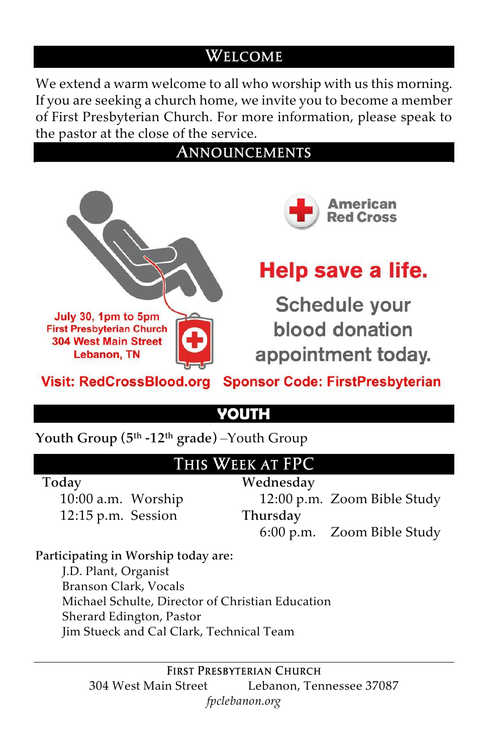## Welcome

We extend a warm welcome to all who worship with us this morning. If you are seeking a church home, we invite you to become a member of First Presbyterian Church. For more information, please speak to the pastor at the close of the service.

## Announcements

American Red Cross

**Help save a life.**

Schedule your blood donation appointment today.

July 30, 1pm to 5pm
First Presbyterian Church
304 West Main Street
Lebanon, TN

**Visit: RedCrossBlood.org** **Sponsor Code: FirstPresbyterian**

## YOUTH

Youth Group (5th -12th grade) –Youth Group

## This Week at FPC

**Today**
- 10:00 a.m. Worship
- 12:15 p.m. Session

**Wednesday**
- 12:00 p.m. Zoom Bible Study

**Thursday**
- 6:00 p.m. Zoom Bible Study

**Participating in Worship today are:**

J.D. Plant, Organist
Branson Clark, Vocals
Michael Schulte, Director of Christian Education
Sherard Edington, Pastor
Jim Stueck and Cal Clark, Technical Team

---

First Presbyterian Church
304 West Main Street Lebanon, Tennessee 37087
*fpclebanon.org*